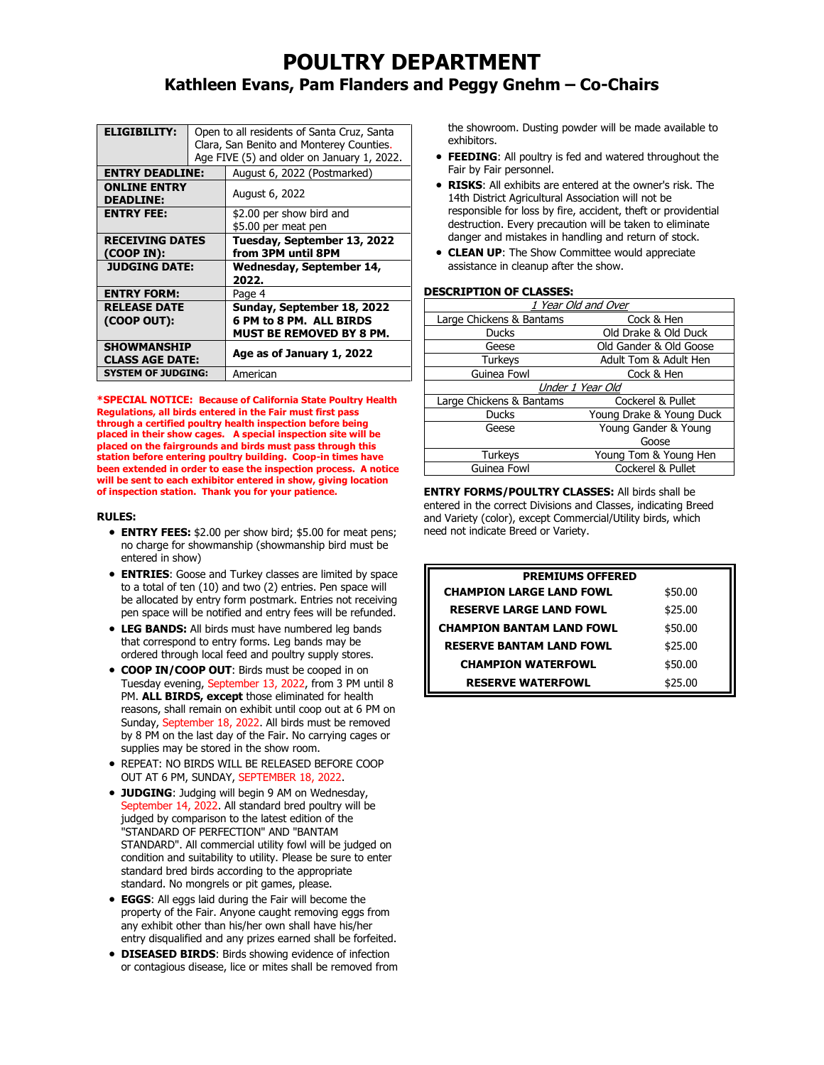# POULTRY DEPARTMENT

## Kathleen Evans, Pam Flanders and Peggy Gnehm – Co-Chairs

| | |
|---|---|
| **ELIGIBILITY:** | Open to all residents of Santa Cruz, Santa Clara, San Benito and Monterey Counties. Age FIVE (5) and older on January 1, 2022. |
| **ENTRY DEADLINE:** | August 6, 2022 (Postmarked) |
| **ONLINE ENTRY DEADLINE:** | August 6, 2022 |
| **ENTRY FEE:** | $2.00 per show bird and $5.00 per meat pen |
| **RECEIVING DATES (COOP IN):** | **Tuesday, September 13, 2022 from 3PM until 8PM** |
| **JUDGING DATE:** | **Wednesday, September 14, 2022.** |
| **ENTRY FORM:** | Page 4 |
| **RELEASE DATE (COOP OUT):** | **Sunday, September 18, 2022 6 PM to 8 PM. ALL BIRDS MUST BE REMOVED BY 8 PM.** |
| **SHOWMANSHIP CLASS AGE DATE:** | **Age as of January 1, 2022** |
| **SYSTEM OF JUDGING:** | American |

**\*SPECIAL NOTICE: Because of California State Poultry Health Regulations, all birds entered in the Fair must first pass through a certified poultry health inspection before being placed in their show cages. A special inspection site will be placed on the fairgrounds and birds must pass through this station before entering poultry building. Coop-in times have been extended in order to ease the inspection process. A notice will be sent to each exhibitor entered in show, giving location of inspection station. Thank you for your patience.**

**RULES:**

- **ENTRY FEES:** $2.00 per show bird; $5.00 for meat pens; no charge for showmanship (showmanship bird must be entered in show)
- **ENTRIES**: Goose and Turkey classes are limited by space to a total of ten (10) and two (2) entries. Pen space will be allocated by entry form postmark. Entries not receiving pen space will be notified and entry fees will be refunded.
- **LEG BANDS:** All birds must have numbered leg bands that correspond to entry forms. Leg bands may be ordered through local feed and poultry supply stores.
- **COOP IN/COOP OUT**: Birds must be cooped in on Tuesday evening, September 13, 2022, from 3 PM until 8 PM. **ALL BIRDS, except** those eliminated for health reasons, shall remain on exhibit until coop out at 6 PM on Sunday, September 18, 2022. All birds must be removed by 8 PM on the last day of the Fair. No carrying cages or supplies may be stored in the show room.
- REPEAT: NO BIRDS WILL BE RELEASED BEFORE COOP OUT AT 6 PM, SUNDAY, SEPTEMBER 18, 2022.
- **JUDGING**: Judging will begin 9 AM on Wednesday, September 14, 2022. All standard bred poultry will be judged by comparison to the latest edition of the "STANDARD OF PERFECTION" AND "BANTAM STANDARD". All commercial utility fowl will be judged on condition and suitability to utility. Please be sure to enter standard bred birds according to the appropriate standard. No mongrels or pit games, please.
- **EGGS**: All eggs laid during the Fair will become the property of the Fair. Anyone caught removing eggs from any exhibit other than his/her own shall have his/her entry disqualified and any prizes earned shall be forfeited.
- **DISEASED BIRDS**: Birds showing evidence of infection or contagious disease, lice or mites shall be removed from the showroom. Dusting powder will be made available to exhibitors.
- **FEEDING**: All poultry is fed and watered throughout the Fair by Fair personnel.
- **RISKS**: All exhibits are entered at the owner's risk. The 14th District Agricultural Association will not be responsible for loss by fire, accident, theft or providential destruction. Every precaution will be taken to eliminate danger and mistakes in handling and return of stock.
- **CLEAN UP**: The Show Committee would appreciate assistance in cleanup after the show.

**DESCRIPTION OF CLASSES:**

| *1 Year Old and Over* | |
|---|---|
| Large Chickens & Bantams | Cock & Hen |
| Ducks | Old Drake & Old Duck |
| Geese | Old Gander & Old Goose |
| Turkeys | Adult Tom & Adult Hen |
| Guinea Fowl | Cock & Hen |
| *Under 1 Year Old* | |
| Large Chickens & Bantams | Cockerel & Pullet |
| Ducks | Young Drake & Young Duck |
| Geese | Young Gander & Young Goose |
| Turkeys | Young Tom & Young Hen |
| Guinea Fowl | Cockerel & Pullet |

**ENTRY FORMS/POULTRY CLASSES:** All birds shall be entered in the correct Divisions and Classes, indicating Breed and Variety (color), except Commercial/Utility birds, which need not indicate Breed or Variety.

| PREMIUMS OFFERED | |
|---|---|
| **CHAMPION LARGE LAND FOWL** | $50.00 |
| **RESERVE LARGE LAND FOWL** | $25.00 |
| **CHAMPION BANTAM LAND FOWL** | $50.00 |
| **RESERVE BANTAM LAND FOWL** | $25.00 |
| **CHAMPION WATERFOWL** | $50.00 |
| **RESERVE WATERFOWL** | $25.00 |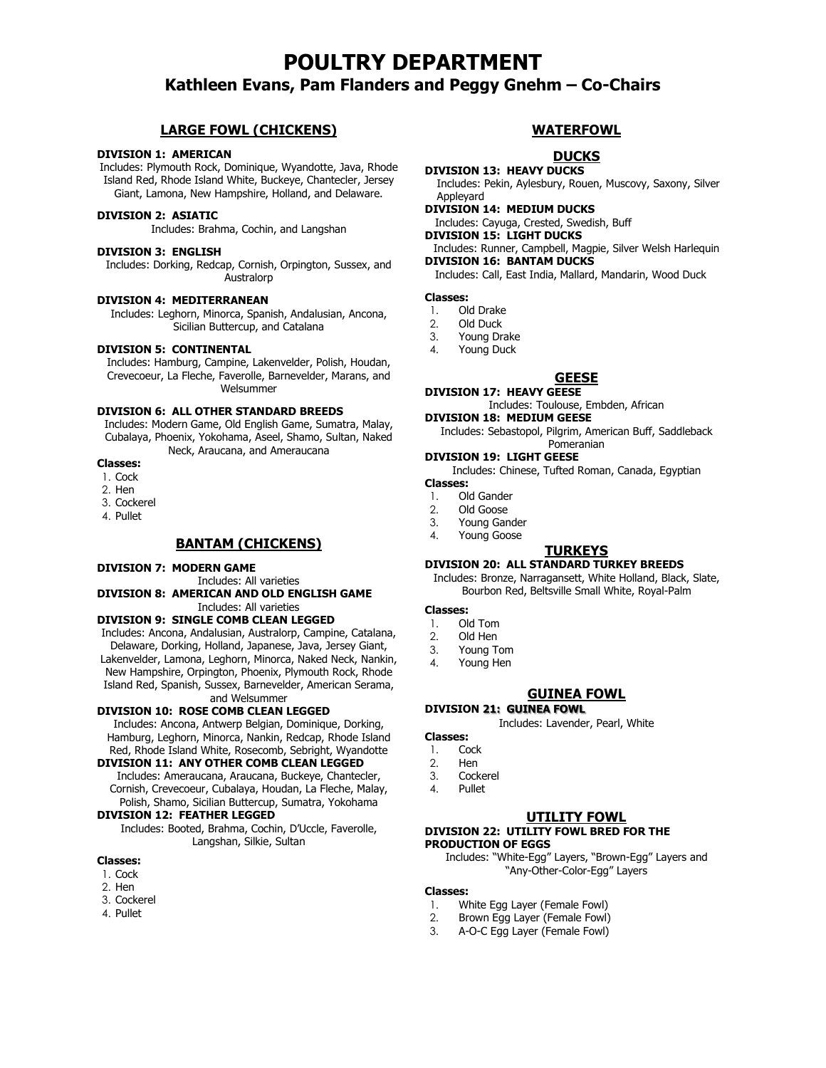# POULTRY DEPARTMENT

## Kathleen Evans, Pam Flanders and Peggy Gnehm – Co-Chairs

## LARGE FOWL (CHICKENS)

**DIVISION 1: AMERICAN**

Includes: Plymouth Rock, Dominique, Wyandotte, Java, Rhode Island Red, Rhode Island White, Buckeye, Chantecler, Jersey Giant, Lamona, New Hampshire, Holland, and Delaware.

**DIVISION 2: ASIATIC**

Includes: Brahma, Cochin, and Langshan

**DIVISION 3: ENGLISH**

Includes: Dorking, Redcap, Cornish, Orpington, Sussex, and Australorp

**DIVISION 4: MEDITERRANEAN**

Includes: Leghorn, Minorca, Spanish, Andalusian, Ancona, Sicilian Buttercup, and Catalana

**DIVISION 5: CONTINENTAL**

Includes: Hamburg, Campine, Lakenvelder, Polish, Houdan, Crevecoeur, La Fleche, Faverolle, Barnevelder, Marans, and Welsummer

**DIVISION 6: ALL OTHER STANDARD BREEDS**

Includes: Modern Game, Old English Game, Sumatra, Malay, Cubalaya, Phoenix, Yokohama, Aseel, Shamo, Sultan, Naked Neck, Araucana, and Ameraucana

**Classes:**

1. Cock
2. Hen
3. Cockerel
4. Pullet

## BANTAM (CHICKENS)

**DIVISION 7: MODERN GAME**

Includes: All varieties

**DIVISION 8: AMERICAN AND OLD ENGLISH GAME**

Includes: All varieties

**DIVISION 9: SINGLE COMB CLEAN LEGGED**

Includes: Ancona, Andalusian, Australorp, Campine, Catalana, Delaware, Dorking, Holland, Japanese, Java, Jersey Giant, Lakenvelder, Lamona, Leghorn, Minorca, Naked Neck, Nankin, New Hampshire, Orpington, Phoenix, Plymouth Rock, Rhode Island Red, Spanish, Sussex, Barnevelder, American Serama, and Welsummer

**DIVISION 10: ROSE COMB CLEAN LEGGED**

Includes: Ancona, Antwerp Belgian, Dominique, Dorking, Hamburg, Leghorn, Minorca, Nankin, Redcap, Rhode Island Red, Rhode Island White, Rosecomb, Sebright, Wyandotte

**DIVISION 11: ANY OTHER COMB CLEAN LEGGED**

Includes: Ameraucana, Araucana, Buckeye, Chantecler, Cornish, Crevecoeur, Cubalaya, Houdan, La Fleche, Malay, Polish, Shamo, Sicilian Buttercup, Sumatra, Yokohama

**DIVISION 12: FEATHER LEGGED**

Includes: Booted, Brahma, Cochin, D'Uccle, Faverolle, Langshan, Silkie, Sultan

**Classes:**

1. Cock
2. Hen
3. Cockerel
4. Pullet

## WATERFOWL

### DUCKS

**DIVISION 13: HEAVY DUCKS**

Includes: Pekin, Aylesbury, Rouen, Muscovy, Saxony, Silver Appleyard

**DIVISION 14: MEDIUM DUCKS**

Includes: Cayuga, Crested, Swedish, Buff

**DIVISION 15: LIGHT DUCKS**

Includes: Runner, Campbell, Magpie, Silver Welsh Harlequin

**DIVISION 16: BANTAM DUCKS**

Includes: Call, East India, Mallard, Mandarin, Wood Duck

**Classes:**

1. Old Drake
2. Old Duck
3. Young Drake
4. Young Duck

### GEESE

**DIVISION 17: HEAVY GEESE**

Includes: Toulouse, Embden, African

**DIVISION 18: MEDIUM GEESE**

Includes: Sebastopol, Pilgrim, American Buff, Saddleback Pomeranian

**DIVISION 19: LIGHT GEESE**

Includes: Chinese, Tufted Roman, Canada, Egyptian

**Classes:**

1. Old Gander
2. Old Goose
3. Young Gander
4. Young Goose

### TURKEYS

**DIVISION 20: ALL STANDARD TURKEY BREEDS**

Includes: Bronze, Narragansett, White Holland, Black, Slate, Bourbon Red, Beltsville Small White, Royal-Palm

**Classes:**

1. Old Tom
2. Old Hen
3. Young Tom
4. Young Hen

### GUINEA FOWL

**DIVISION 21: GUINEA FOWL**

Includes: Lavender, Pearl, White

**Classes:**

1. Cock
2. Hen
3. Cockerel
4. Pullet

### UTILITY FOWL

**DIVISION 22: UTILITY FOWL BRED FOR THE PRODUCTION OF EGGS**

Includes: "White-Egg" Layers, "Brown-Egg" Layers and "Any-Other-Color-Egg" Layers

**Classes:**

1. White Egg Layer (Female Fowl)
2. Brown Egg Layer (Female Fowl)
3. A-O-C Egg Layer (Female Fowl)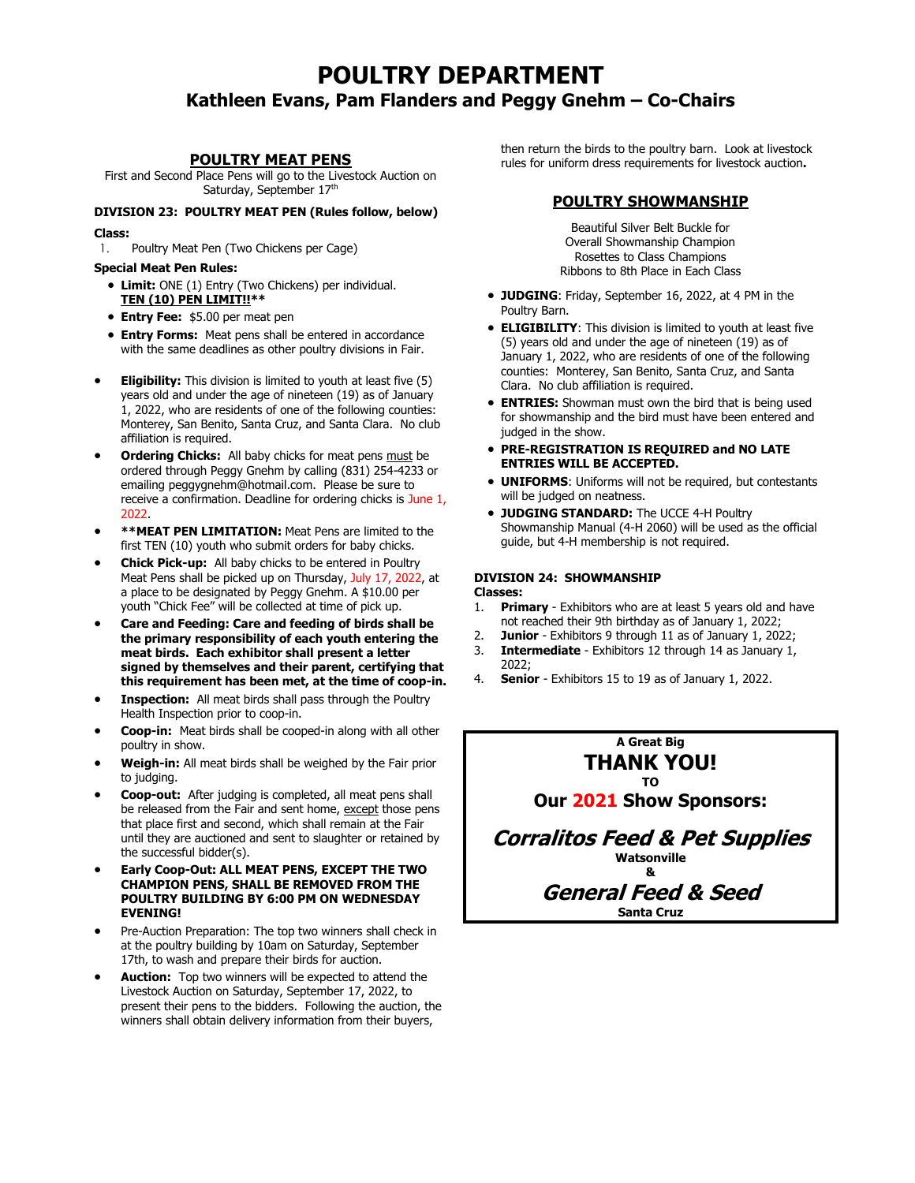# POULTRY DEPARTMENT

## Kathleen Evans, Pam Flanders and Peggy Gnehm – Co-Chairs

## POULTRY MEAT PENS

First and Second Place Pens will go to the Livestock Auction on Saturday, September 17th

**DIVISION 23: POULTRY MEAT PEN (Rules follow, below)**

**Class:**

1. Poultry Meat Pen (Two Chickens per Cage)

**Special Meat Pen Rules:**

- **Limit:** ONE (1) Entry (Two Chickens) per individual. **TEN (10) PEN LIMIT!!****
- **Entry Fee:** $5.00 per meat pen
- **Entry Forms:** Meat pens shall be entered in accordance with the same deadlines as other poultry divisions in Fair.

- **Eligibility:** This division is limited to youth at least five (5) years old and under the age of nineteen (19) as of January 1, 2022, who are residents of one of the following counties: Monterey, San Benito, Santa Cruz, and Santa Clara. No club affiliation is required.
- **Ordering Chicks:** All baby chicks for meat pens must be ordered through Peggy Gnehm by calling (831) 254-4233 or emailing peggygnehm@hotmail.com. Please be sure to receive a confirmation. Deadline for ordering chicks is June 1, 2022.
- ****MEAT PEN LIMITATION:** Meat Pens are limited to the first TEN (10) youth who submit orders for baby chicks.
- **Chick Pick-up:** All baby chicks to be entered in Poultry Meat Pens shall be picked up on Thursday, July 17, 2022, at a place to be designated by Peggy Gnehm. A $10.00 per youth "Chick Fee" will be collected at time of pick up.
- **Care and Feeding: Care and feeding of birds shall be the primary responsibility of each youth entering the meat birds. Each exhibitor shall present a letter signed by themselves and their parent, certifying that this requirement has been met, at the time of coop-in.**
- **Inspection:** All meat birds shall pass through the Poultry Health Inspection prior to coop-in.
- **Coop-in:** Meat birds shall be cooped-in along with all other poultry in show.
- **Weigh-in:** All meat birds shall be weighed by the Fair prior to judging.
- **Coop-out:** After judging is completed, all meat pens shall be released from the Fair and sent home, except those pens that place first and second, which shall remain at the Fair until they are auctioned and sent to slaughter or retained by the successful bidder(s).
- **Early Coop-Out: ALL MEAT PENS, EXCEPT THE TWO CHAMPION PENS, SHALL BE REMOVED FROM THE POULTRY BUILDING BY 6:00 PM ON WEDNESDAY EVENING!**
- Pre-Auction Preparation: The top two winners shall check in at the poultry building by 10am on Saturday, September 17th, to wash and prepare their birds for auction.
- **Auction:** Top two winners will be expected to attend the Livestock Auction on Saturday, September 17, 2022, to present their pens to the bidders. Following the auction, the winners shall obtain delivery information from their buyers, then return the birds to the poultry barn. Look at livestock rules for uniform dress requirements for livestock auction**.**

## POULTRY SHOWMANSHIP

Beautiful Silver Belt Buckle for
Overall Showmanship Champion
Rosettes to Class Champions
Ribbons to 8th Place in Each Class

- **JUDGING**: Friday, September 16, 2022, at 4 PM in the Poultry Barn.
- **ELIGIBILITY**: This division is limited to youth at least five (5) years old and under the age of nineteen (19) as of January 1, 2022, who are residents of one of the following counties: Monterey, San Benito, Santa Cruz, and Santa Clara. No club affiliation is required.
- **ENTRIES:** Showman must own the bird that is being used for showmanship and the bird must have been entered and judged in the show.
- **PRE-REGISTRATION IS REQUIRED and NO LATE ENTRIES WILL BE ACCEPTED.**
- **UNIFORMS**: Uniforms will not be required, but contestants will be judged on neatness.
- **JUDGING STANDARD:** The UCCE 4-H Poultry Showmanship Manual (4-H 2060) will be used as the official guide, but 4-H membership is not required.

**DIVISION 24: SHOWMANSHIP**

**Classes:**

1. **Primary** - Exhibitors who are at least 5 years old and have not reached their 9th birthday as of January 1, 2022;
2. **Junior** - Exhibitors 9 through 11 as of January 1, 2022;
3. **Intermediate** - Exhibitors 12 through 14 as January 1, 2022;
4. **Senior** - Exhibitors 15 to 19 as of January 1, 2022.

**A Great Big**

**THANK YOU!**

**TO**

**Our 2021 Show Sponsors:**

***Corralitos Feed & Pet Supplies***

**Watsonville**

**&**

***General Feed & Seed***

**Santa Cruz**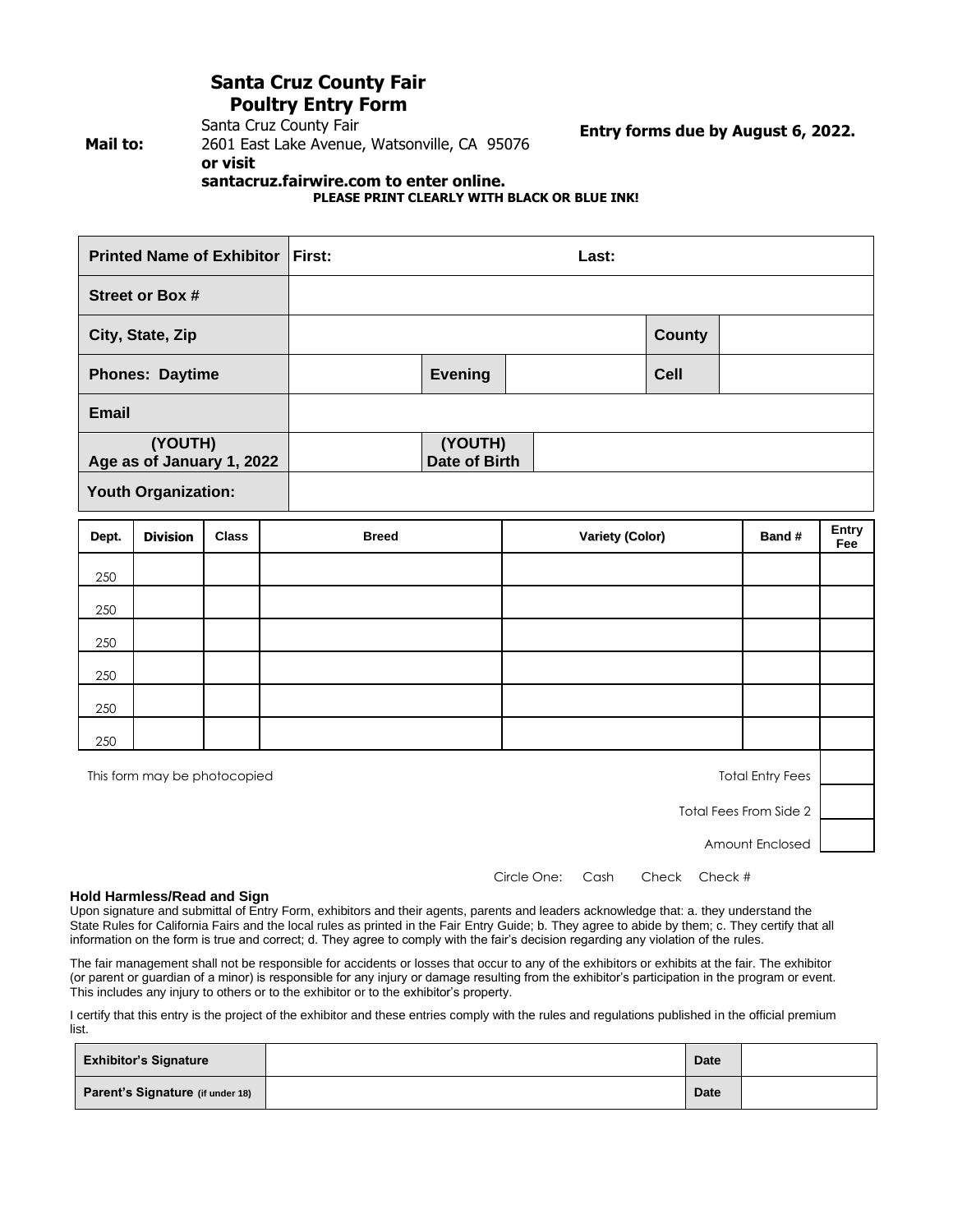# Santa Cruz County Fair
## Poultry Entry Form

**Mail to:** Santa Cruz County Fair
2601 East Lake Avenue, Watsonville, CA 95076
**or visit**
**santacruz.fairwire.com to enter online.**

**Entry forms due by August 6, 2022.**

**PLEASE PRINT CLEARLY WITH BLACK OR BLUE INK!**

| **Printed Name of Exhibitor** | **First:** | | | **Last:** | |
|---|---|---|---|---|---|
| **Street or Box #** | | | | | |
| **City, State, Zip** | | | | **County** | |
| **Phones: Daytime** | | **Evening** | | **Cell** | |
| **Email** | | | | | |
| **(YOUTH) Age as of January 1, 2022** | | **(YOUTH) Date of Birth** | | | |
| **Youth Organization:** | | | | | |

| Dept. | Division | Class | Breed | Variety (Color) | Band # | Entry Fee |
|---|---|---|---|---|---|---|
| 250 | | | | | | |
| 250 | | | | | | |
| 250 | | | | | | |
| 250 | | | | | | |
| 250 | | | | | | |
| 250 | | | | | | |

This form may be photocopied

Total Entry Fees

Total Fees From Side 2

Amount Enclosed

Circle One: Cash Check Check #

**Hold Harmless/Read and Sign**

Upon signature and submittal of Entry Form, exhibitors and their agents, parents and leaders acknowledge that: a. they understand the State Rules for California Fairs and the local rules as printed in the Fair Entry Guide; b. They agree to abide by them; c. They certify that all information on the form is true and correct; d. They agree to comply with the fair's decision regarding any violation of the rules.

The fair management shall not be responsible for accidents or losses that occur to any of the exhibitors or exhibits at the fair. The exhibitor (or parent or guardian of a minor) is responsible for any injury or damage resulting from the exhibitor's participation in the program or event. This includes any injury to others or to the exhibitor or to the exhibitor's property.

I certify that this entry is the project of the exhibitor and these entries comply with the rules and regulations published in the official premium list.

| **Exhibitor's Signature** | | **Date** | |
|---|---|---|---|
| **Parent's Signature (if under 18)** | | **Date** | |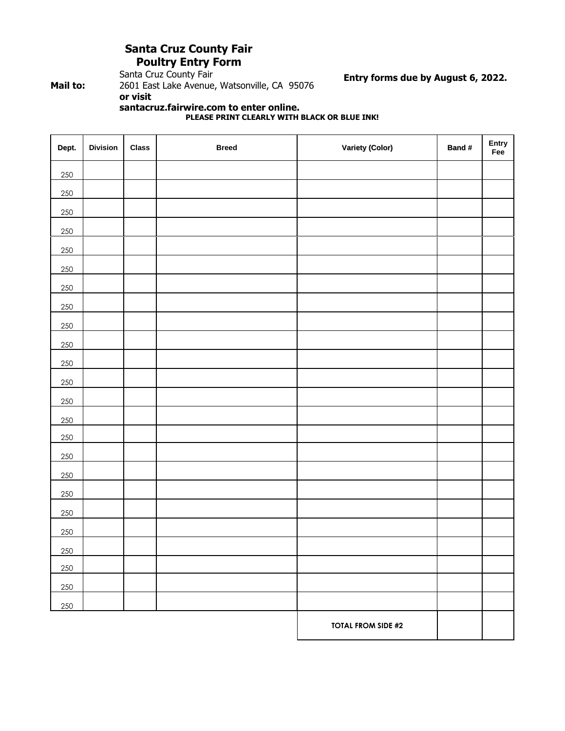## Santa Cruz County Fair
## Poultry Entry Form

**Mail to:** Santa Cruz County Fair
2601 East Lake Avenue, Watsonville, CA 95076
**or visit**
**santacruz.fairwire.com to enter online.**

**Entry forms due by August 6, 2022.**

**PLEASE PRINT CLEARLY WITH BLACK OR BLUE INK!**

| Dept. | Division | Class | Breed | Variety (Color) | Band # | Entry Fee |
|---|---|---|---|---|---|---|
| 250 | | | | | | |
| 250 | | | | | | |
| 250 | | | | | | |
| 250 | | | | | | |
| 250 | | | | | | |
| 250 | | | | | | |
| 250 | | | | | | |
| 250 | | | | | | |
| 250 | | | | | | |
| 250 | | | | | | |
| 250 | | | | | | |
| 250 | | | | | | |
| 250 | | | | | | |
| 250 | | | | | | |
| 250 | | | | | | |
| 250 | | | | | | |
| 250 | | | | | | |
| 250 | | | | | | |
| 250 | | | | | | |
| 250 | | | | | | |
| 250 | | | | | | |
| 250 | | | | | | |
| 250 | | | | | | |
| 250 | | | | | | |
| | | | | **TOTAL FROM SIDE #2** | | |